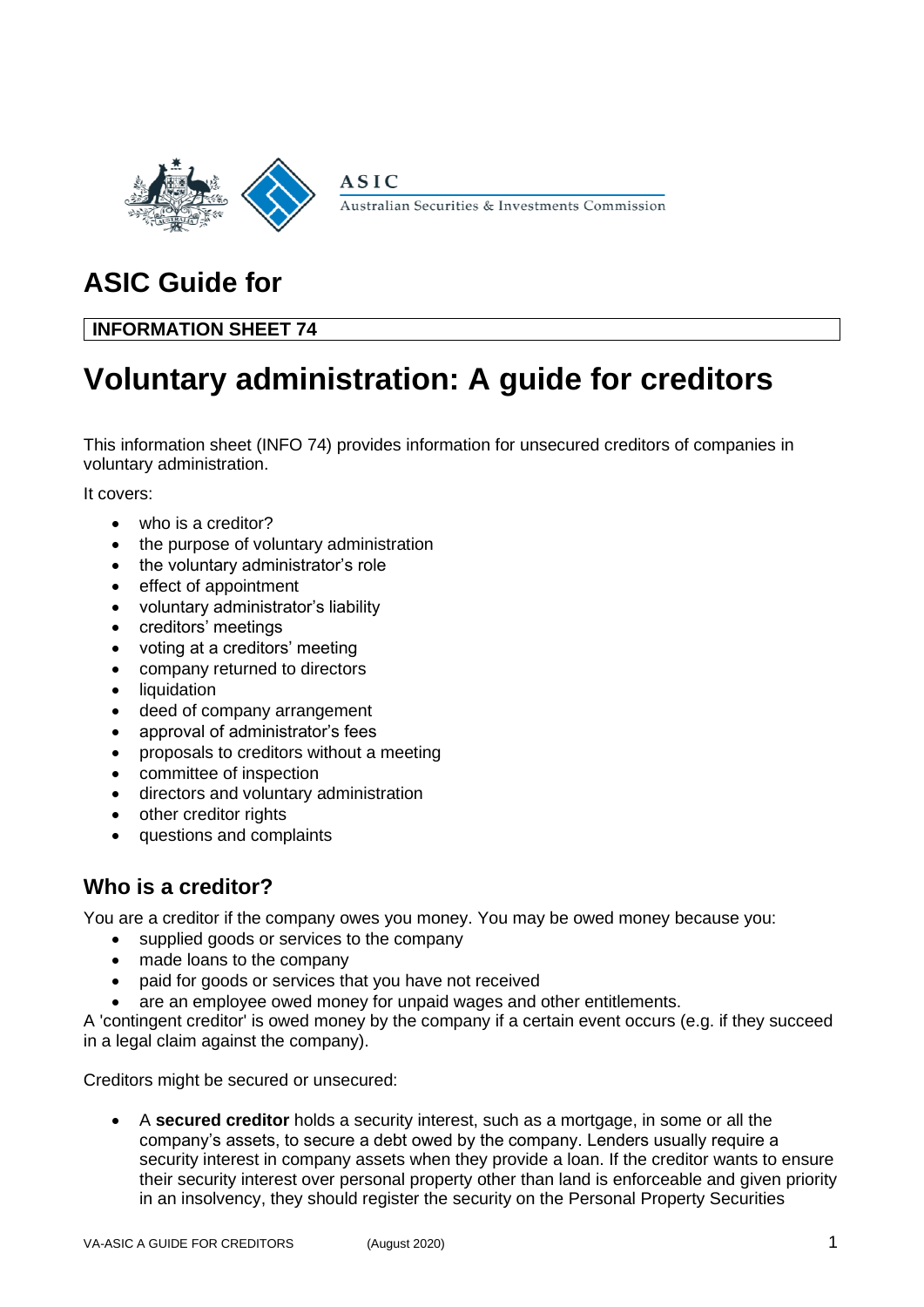ASIC

Australian Securities & Investments Commission

# ASIC Guide for

**INFORMATION SHEET 74**

# Voluntary administration: A guide for creditors

This information sheet (INFO 74) provides information for unsecured creditors of companies in voluntary administration.

It covers:

- who is a creditor?
- the purpose of voluntary administration
- the voluntary administrator's role
- effect of appointment
- voluntary administrator's liability
- creditors' meetings
- voting at a creditors' meeting
- company returned to directors
- liquidation
- deed of company arrangement
- approval of administrator's fees
- proposals to creditors without a meeting
- committee of inspection
- directors and voluntary administration
- other creditor rights
- questions and complaints

## Who is a creditor?

You are a creditor if the company owes you money. You may be owed money because you:

- supplied goods or services to the company
- made loans to the company
- paid for goods or services that you have not received
- are an employee owed money for unpaid wages and other entitlements.

A 'contingent creditor' is owed money by the company if a certain event occurs (e.g. if they succeed in a legal claim against the company).

Creditors might be secured or unsecured:

- A **secured creditor** holds a security interest, such as a mortgage, in some or all the company's assets, to secure a debt owed by the company. Lenders usually require a security interest in company assets when they provide a loan. If the creditor wants to ensure their security interest over personal property other than land is enforceable and given priority in an insolvency, they should register the security on the Personal Property Securities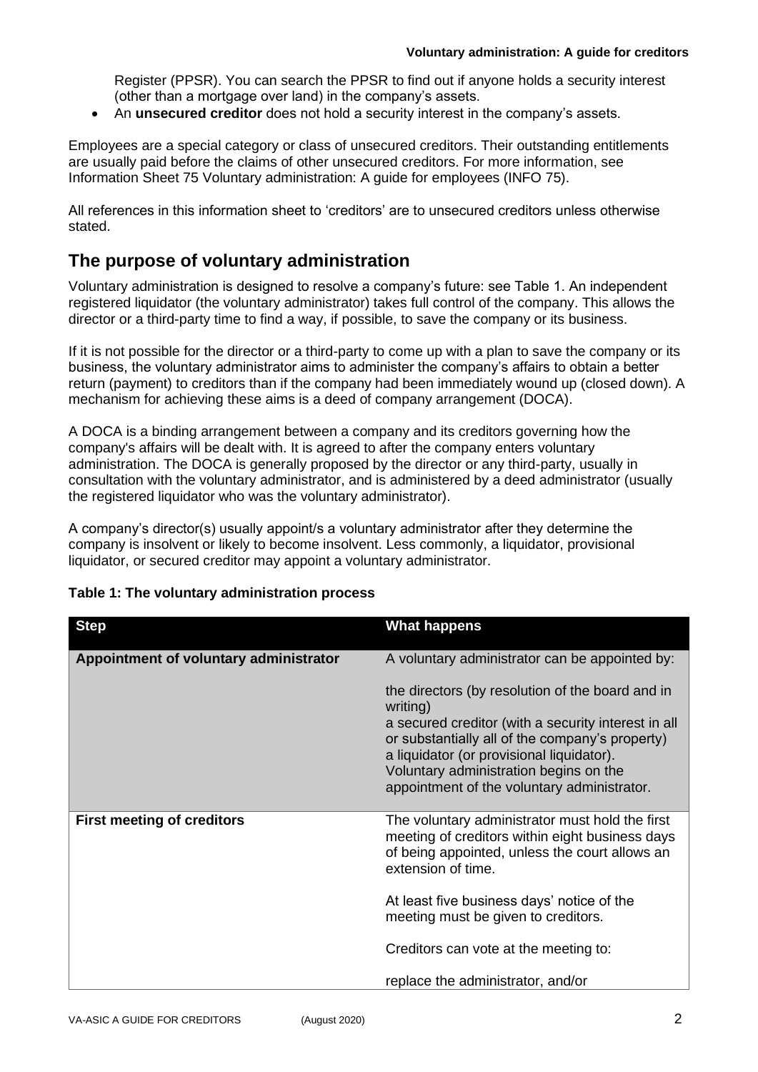Register (PPSR). You can search the PPSR to find out if anyone holds a security interest (other than a mortgage over land) in the company's assets.

- An **unsecured creditor** does not hold a security interest in the company's assets.

Employees are a special category or class of unsecured creditors. Their outstanding entitlements are usually paid before the claims of other unsecured creditors. For more information, see Information Sheet 75 Voluntary administration: A guide for employees (INFO 75).

All references in this information sheet to 'creditors' are to unsecured creditors unless otherwise stated.

## The purpose of voluntary administration

Voluntary administration is designed to resolve a company's future: see Table 1. An independent registered liquidator (the voluntary administrator) takes full control of the company. This allows the director or a third-party time to find a way, if possible, to save the company or its business.

If it is not possible for the director or a third-party to come up with a plan to save the company or its business, the voluntary administrator aims to administer the company's affairs to obtain a better return (payment) to creditors than if the company had been immediately wound up (closed down). A mechanism for achieving these aims is a deed of company arrangement (DOCA).

A DOCA is a binding arrangement between a company and its creditors governing how the company's affairs will be dealt with. It is agreed to after the company enters voluntary administration. The DOCA is generally proposed by the director or any third-party, usually in consultation with the voluntary administrator, and is administered by a deed administrator (usually the registered liquidator who was the voluntary administrator).

A company's director(s) usually appoint/s a voluntary administrator after they determine the company is insolvent or likely to become insolvent. Less commonly, a liquidator, provisional liquidator, or secured creditor may appoint a voluntary administrator.

**Table 1: The voluntary administration process**

| Step | What happens |
| --- | --- |
| **Appointment of voluntary administrator** | A voluntary administrator can be appointed by:<br><br>the directors (by resolution of the board and in writing)<br>a secured creditor (with a security interest in all or substantially all of the company's property)<br>a liquidator (or provisional liquidator).<br>Voluntary administration begins on the appointment of the voluntary administrator. |
| **First meeting of creditors** | The voluntary administrator must hold the first meeting of creditors within eight business days of being appointed, unless the court allows an extension of time.<br><br>At least five business days' notice of the meeting must be given to creditors.<br><br>Creditors can vote at the meeting to:<br><br>replace the administrator, and/or |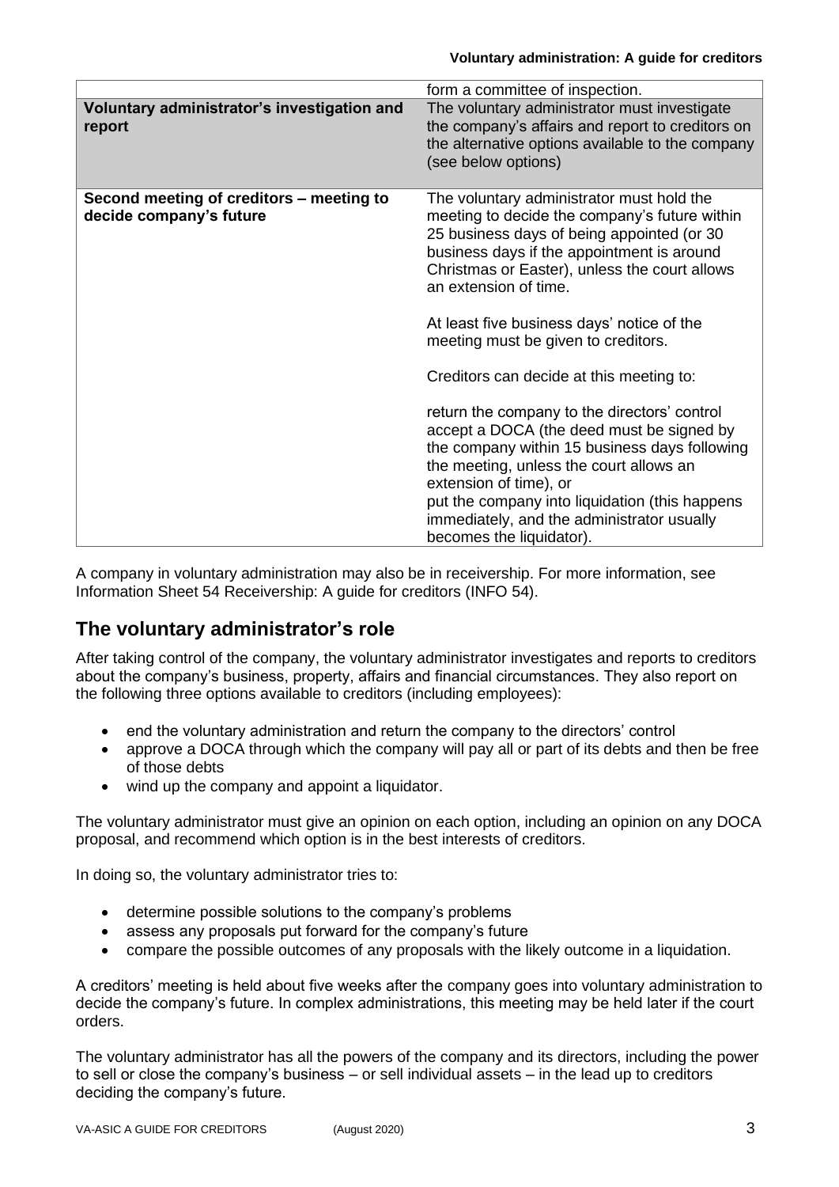| | |
|---|---|
| | form a committee of inspection. |
| **Voluntary administrator's investigation and report** | The voluntary administrator must investigate the company's affairs and report to creditors on the alternative options available to the company (see below options) |
| **Second meeting of creditors – meeting to decide company's future** | The voluntary administrator must hold the meeting to decide the company's future within 25 business days of being appointed (or 30 business days if the appointment is around Christmas or Easter), unless the court allows an extension of time.<br><br>At least five business days' notice of the meeting must be given to creditors.<br><br>Creditors can decide at this meeting to:<br><br>return the company to the directors' control<br>accept a DOCA (the deed must be signed by the company within 15 business days following the meeting, unless the court allows an extension of time), or<br>put the company into liquidation (this happens immediately, and the administrator usually becomes the liquidator). |

A company in voluntary administration may also be in receivership. For more information, see Information Sheet 54 Receivership: A guide for creditors (INFO 54).

## The voluntary administrator's role

After taking control of the company, the voluntary administrator investigates and reports to creditors about the company's business, property, affairs and financial circumstances. They also report on the following three options available to creditors (including employees):

- end the voluntary administration and return the company to the directors' control
- approve a DOCA through which the company will pay all or part of its debts and then be free of those debts
- wind up the company and appoint a liquidator.

The voluntary administrator must give an opinion on each option, including an opinion on any DOCA proposal, and recommend which option is in the best interests of creditors.

In doing so, the voluntary administrator tries to:

- determine possible solutions to the company's problems
- assess any proposals put forward for the company's future
- compare the possible outcomes of any proposals with the likely outcome in a liquidation.

A creditors' meeting is held about five weeks after the company goes into voluntary administration to decide the company's future. In complex administrations, this meeting may be held later if the court orders.

The voluntary administrator has all the powers of the company and its directors, including the power to sell or close the company's business – or sell individual assets – in the lead up to creditors deciding the company's future.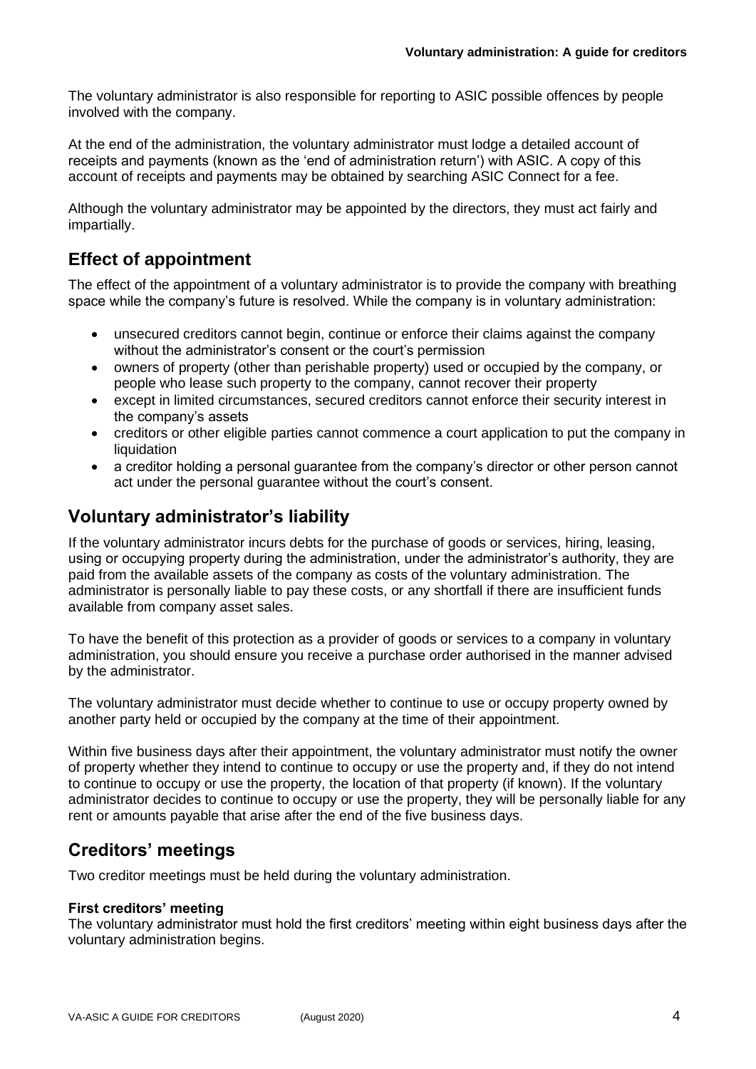The voluntary administrator is also responsible for reporting to ASIC possible offences by people involved with the company.

At the end of the administration, the voluntary administrator must lodge a detailed account of receipts and payments (known as the 'end of administration return') with ASIC. A copy of this account of receipts and payments may be obtained by searching ASIC Connect for a fee.

Although the voluntary administrator may be appointed by the directors, they must act fairly and impartially.

## Effect of appointment

The effect of the appointment of a voluntary administrator is to provide the company with breathing space while the company's future is resolved. While the company is in voluntary administration:

- unsecured creditors cannot begin, continue or enforce their claims against the company without the administrator's consent or the court's permission
- owners of property (other than perishable property) used or occupied by the company, or people who lease such property to the company, cannot recover their property
- except in limited circumstances, secured creditors cannot enforce their security interest in the company's assets
- creditors or other eligible parties cannot commence a court application to put the company in liquidation
- a creditor holding a personal guarantee from the company's director or other person cannot act under the personal guarantee without the court's consent.

## Voluntary administrator's liability

If the voluntary administrator incurs debts for the purchase of goods or services, hiring, leasing, using or occupying property during the administration, under the administrator's authority, they are paid from the available assets of the company as costs of the voluntary administration. The administrator is personally liable to pay these costs, or any shortfall if there are insufficient funds available from company asset sales.

To have the benefit of this protection as a provider of goods or services to a company in voluntary administration, you should ensure you receive a purchase order authorised in the manner advised by the administrator.

The voluntary administrator must decide whether to continue to use or occupy property owned by another party held or occupied by the company at the time of their appointment.

Within five business days after their appointment, the voluntary administrator must notify the owner of property whether they intend to continue to occupy or use the property and, if they do not intend to continue to occupy or use the property, the location of that property (if known). If the voluntary administrator decides to continue to occupy or use the property, they will be personally liable for any rent or amounts payable that arise after the end of the five business days.

## Creditors' meetings

Two creditor meetings must be held during the voluntary administration.

#### First creditors' meeting

The voluntary administrator must hold the first creditors' meeting within eight business days after the voluntary administration begins.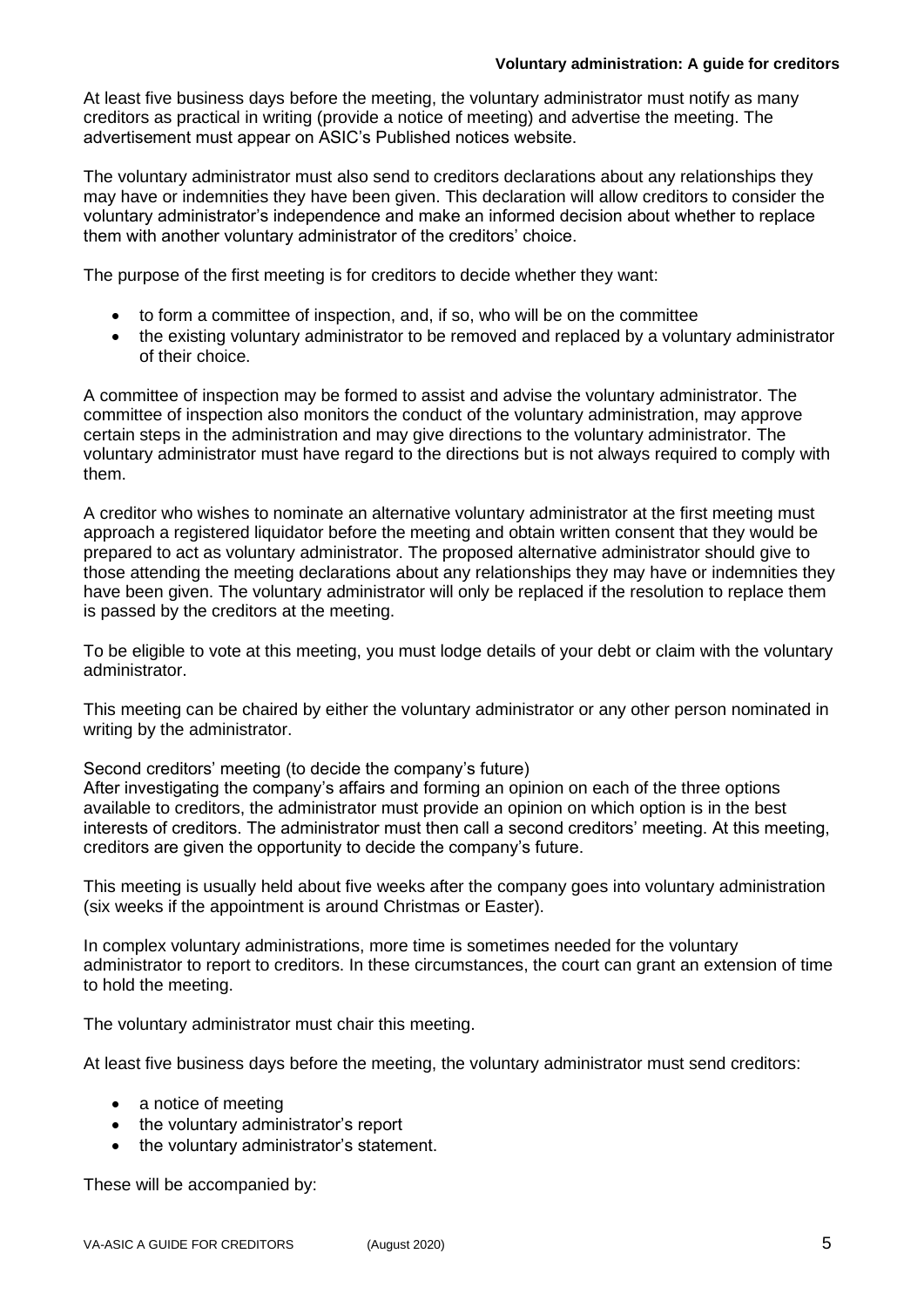At least five business days before the meeting, the voluntary administrator must notify as many creditors as practical in writing (provide a notice of meeting) and advertise the meeting. The advertisement must appear on ASIC's Published notices website.

The voluntary administrator must also send to creditors declarations about any relationships they may have or indemnities they have been given. This declaration will allow creditors to consider the voluntary administrator's independence and make an informed decision about whether to replace them with another voluntary administrator of the creditors' choice.

The purpose of the first meeting is for creditors to decide whether they want:

- to form a committee of inspection, and, if so, who will be on the committee
- the existing voluntary administrator to be removed and replaced by a voluntary administrator of their choice.

A committee of inspection may be formed to assist and advise the voluntary administrator. The committee of inspection also monitors the conduct of the voluntary administration, may approve certain steps in the administration and may give directions to the voluntary administrator. The voluntary administrator must have regard to the directions but is not always required to comply with them.

A creditor who wishes to nominate an alternative voluntary administrator at the first meeting must approach a registered liquidator before the meeting and obtain written consent that they would be prepared to act as voluntary administrator. The proposed alternative administrator should give to those attending the meeting declarations about any relationships they may have or indemnities they have been given. The voluntary administrator will only be replaced if the resolution to replace them is passed by the creditors at the meeting.

To be eligible to vote at this meeting, you must lodge details of your debt or claim with the voluntary administrator.

This meeting can be chaired by either the voluntary administrator or any other person nominated in writing by the administrator.

### Second creditors' meeting (to decide the company's future)

After investigating the company's affairs and forming an opinion on each of the three options available to creditors, the administrator must provide an opinion on which option is in the best interests of creditors. The administrator must then call a second creditors' meeting. At this meeting, creditors are given the opportunity to decide the company's future.

This meeting is usually held about five weeks after the company goes into voluntary administration (six weeks if the appointment is around Christmas or Easter).

In complex voluntary administrations, more time is sometimes needed for the voluntary administrator to report to creditors. In these circumstances, the court can grant an extension of time to hold the meeting.

The voluntary administrator must chair this meeting.

At least five business days before the meeting, the voluntary administrator must send creditors:

- a notice of meeting
- the voluntary administrator's report
- the voluntary administrator's statement.

These will be accompanied by: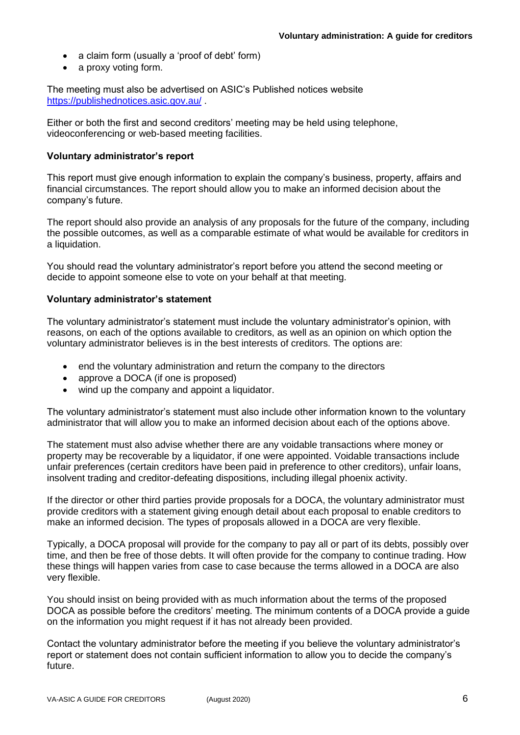- a claim form (usually a 'proof of debt' form)
- a proxy voting form.

The meeting must also be advertised on ASIC's Published notices website https://publishednotices.asic.gov.au/ .

Either or both the first and second creditors' meeting may be held using telephone, videoconferencing or web-based meeting facilities.

**Voluntary administrator's report**

This report must give enough information to explain the company's business, property, affairs and financial circumstances. The report should allow you to make an informed decision about the company's future.

The report should also provide an analysis of any proposals for the future of the company, including the possible outcomes, as well as a comparable estimate of what would be available for creditors in a liquidation.

You should read the voluntary administrator's report before you attend the second meeting or decide to appoint someone else to vote on your behalf at that meeting.

**Voluntary administrator's statement**

The voluntary administrator's statement must include the voluntary administrator's opinion, with reasons, on each of the options available to creditors, as well as an opinion on which option the voluntary administrator believes is in the best interests of creditors. The options are:

- end the voluntary administration and return the company to the directors
- approve a DOCA (if one is proposed)
- wind up the company and appoint a liquidator.

The voluntary administrator's statement must also include other information known to the voluntary administrator that will allow you to make an informed decision about each of the options above.

The statement must also advise whether there are any voidable transactions where money or property may be recoverable by a liquidator, if one were appointed. Voidable transactions include unfair preferences (certain creditors have been paid in preference to other creditors), unfair loans, insolvent trading and creditor-defeating dispositions, including illegal phoenix activity.

If the director or other third parties provide proposals for a DOCA, the voluntary administrator must provide creditors with a statement giving enough detail about each proposal to enable creditors to make an informed decision. The types of proposals allowed in a DOCA are very flexible.

Typically, a DOCA proposal will provide for the company to pay all or part of its debts, possibly over time, and then be free of those debts. It will often provide for the company to continue trading. How these things will happen varies from case to case because the terms allowed in a DOCA are also very flexible.

You should insist on being provided with as much information about the terms of the proposed DOCA as possible before the creditors' meeting. The minimum contents of a DOCA provide a guide on the information you might request if it has not already been provided.

Contact the voluntary administrator before the meeting if you believe the voluntary administrator's report or statement does not contain sufficient information to allow you to decide the company's future.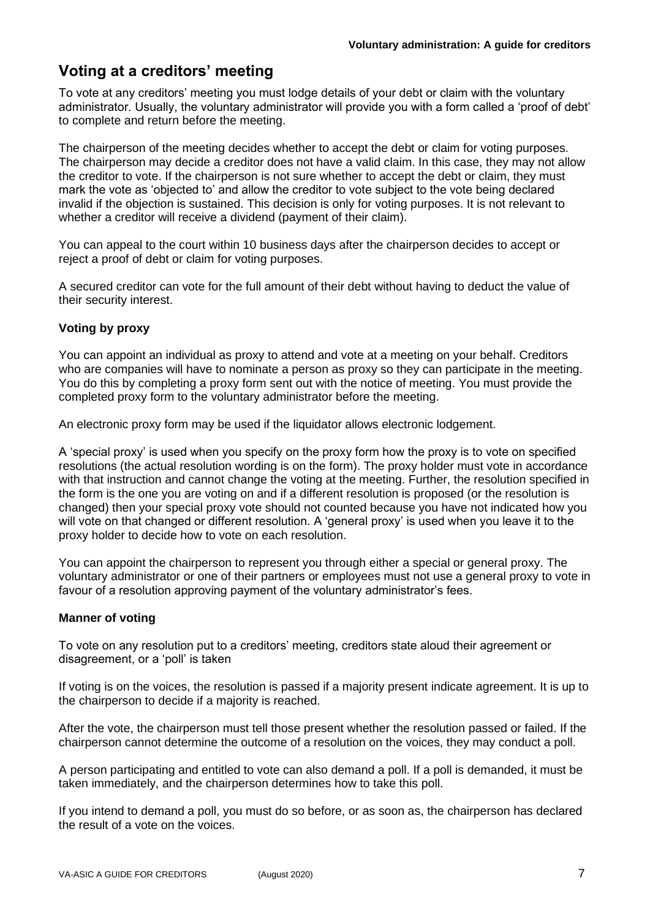## Voting at a creditors' meeting

To vote at any creditors' meeting you must lodge details of your debt or claim with the voluntary administrator. Usually, the voluntary administrator will provide you with a form called a 'proof of debt' to complete and return before the meeting.

The chairperson of the meeting decides whether to accept the debt or claim for voting purposes. The chairperson may decide a creditor does not have a valid claim. In this case, they may not allow the creditor to vote. If the chairperson is not sure whether to accept the debt or claim, they must mark the vote as 'objected to' and allow the creditor to vote subject to the vote being declared invalid if the objection is sustained. This decision is only for voting purposes. It is not relevant to whether a creditor will receive a dividend (payment of their claim).

You can appeal to the court within 10 business days after the chairperson decides to accept or reject a proof of debt or claim for voting purposes.

A secured creditor can vote for the full amount of their debt without having to deduct the value of their security interest.

### Voting by proxy

You can appoint an individual as proxy to attend and vote at a meeting on your behalf. Creditors who are companies will have to nominate a person as proxy so they can participate in the meeting. You do this by completing a proxy form sent out with the notice of meeting. You must provide the completed proxy form to the voluntary administrator before the meeting.

An electronic proxy form may be used if the liquidator allows electronic lodgement.

A 'special proxy' is used when you specify on the proxy form how the proxy is to vote on specified resolutions (the actual resolution wording is on the form). The proxy holder must vote in accordance with that instruction and cannot change the voting at the meeting. Further, the resolution specified in the form is the one you are voting on and if a different resolution is proposed (or the resolution is changed) then your special proxy vote should not counted because you have not indicated how you will vote on that changed or different resolution. A 'general proxy' is used when you leave it to the proxy holder to decide how to vote on each resolution.

You can appoint the chairperson to represent you through either a special or general proxy. The voluntary administrator or one of their partners or employees must not use a general proxy to vote in favour of a resolution approving payment of the voluntary administrator's fees.

### Manner of voting

To vote on any resolution put to a creditors' meeting, creditors state aloud their agreement or disagreement, or a 'poll' is taken

If voting is on the voices, the resolution is passed if a majority present indicate agreement. It is up to the chairperson to decide if a majority is reached.

After the vote, the chairperson must tell those present whether the resolution passed or failed. If the chairperson cannot determine the outcome of a resolution on the voices, they may conduct a poll.

A person participating and entitled to vote can also demand a poll. If a poll is demanded, it must be taken immediately, and the chairperson determines how to take this poll.

If you intend to demand a poll, you must do so before, or as soon as, the chairperson has declared the result of a vote on the voices.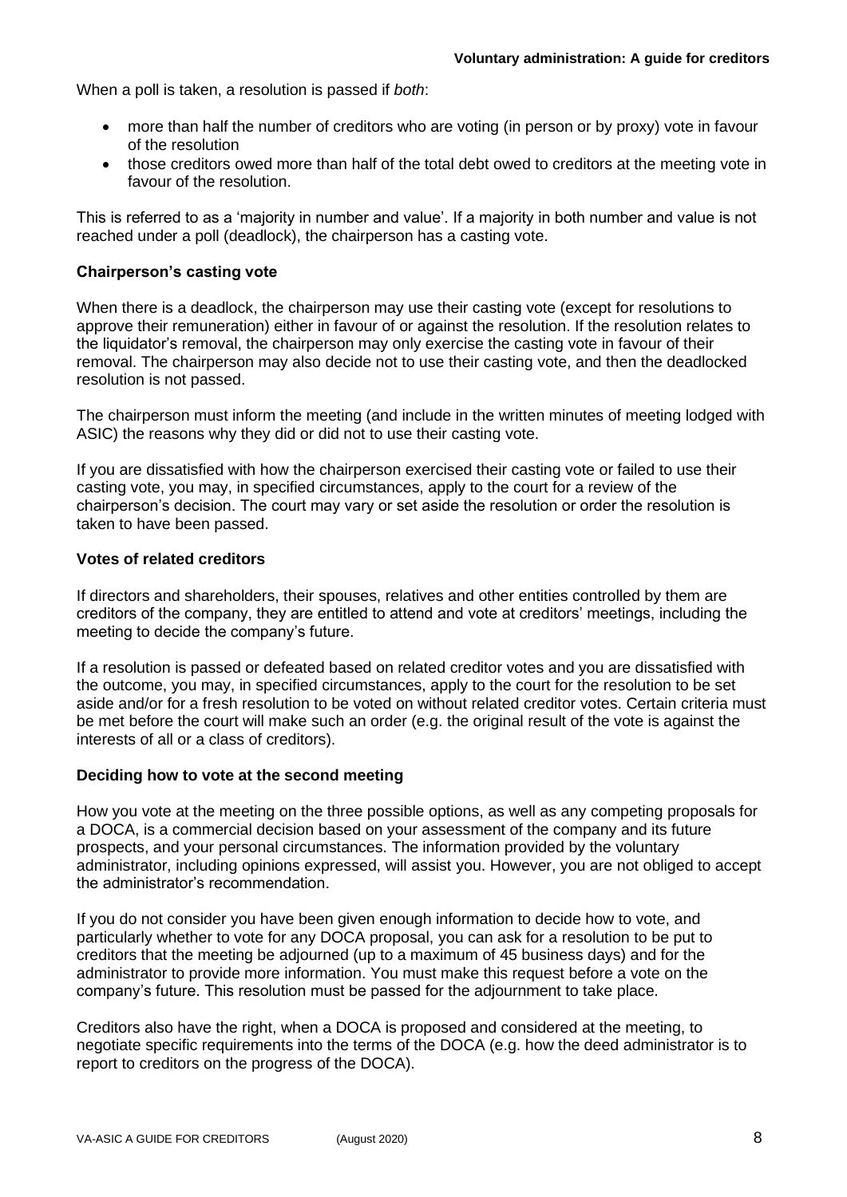When a poll is taken, a resolution is passed if *both*:

- more than half the number of creditors who are voting (in person or by proxy) vote in favour of the resolution
- those creditors owed more than half of the total debt owed to creditors at the meeting vote in favour of the resolution.

This is referred to as a 'majority in number and value'. If a majority in both number and value is not reached under a poll (deadlock), the chairperson has a casting vote.

### Chairperson's casting vote

When there is a deadlock, the chairperson may use their casting vote (except for resolutions to approve their remuneration) either in favour of or against the resolution. If the resolution relates to the liquidator's removal, the chairperson may only exercise the casting vote in favour of their removal. The chairperson may also decide not to use their casting vote, and then the deadlocked resolution is not passed.

The chairperson must inform the meeting (and include in the written minutes of meeting lodged with ASIC) the reasons why they did or did not to use their casting vote.

If you are dissatisfied with how the chairperson exercised their casting vote or failed to use their casting vote, you may, in specified circumstances, apply to the court for a review of the chairperson's decision. The court may vary or set aside the resolution or order the resolution is taken to have been passed.

### Votes of related creditors

If directors and shareholders, their spouses, relatives and other entities controlled by them are creditors of the company, they are entitled to attend and vote at creditors' meetings, including the meeting to decide the company's future.

If a resolution is passed or defeated based on related creditor votes and you are dissatisfied with the outcome, you may, in specified circumstances, apply to the court for the resolution to be set aside and/or for a fresh resolution to be voted on without related creditor votes. Certain criteria must be met before the court will make such an order (e.g. the original result of the vote is against the interests of all or a class of creditors).

### Deciding how to vote at the second meeting

How you vote at the meeting on the three possible options, as well as any competing proposals for a DOCA, is a commercial decision based on your assessment of the company and its future prospects, and your personal circumstances. The information provided by the voluntary administrator, including opinions expressed, will assist you. However, you are not obliged to accept the administrator's recommendation.

If you do not consider you have been given enough information to decide how to vote, and particularly whether to vote for any DOCA proposal, you can ask for a resolution to be put to creditors that the meeting be adjourned (up to a maximum of 45 business days) and for the administrator to provide more information. You must make this request before a vote on the company's future. This resolution must be passed for the adjournment to take place.

Creditors also have the right, when a DOCA is proposed and considered at the meeting, to negotiate specific requirements into the terms of the DOCA (e.g. how the deed administrator is to report to creditors on the progress of the DOCA).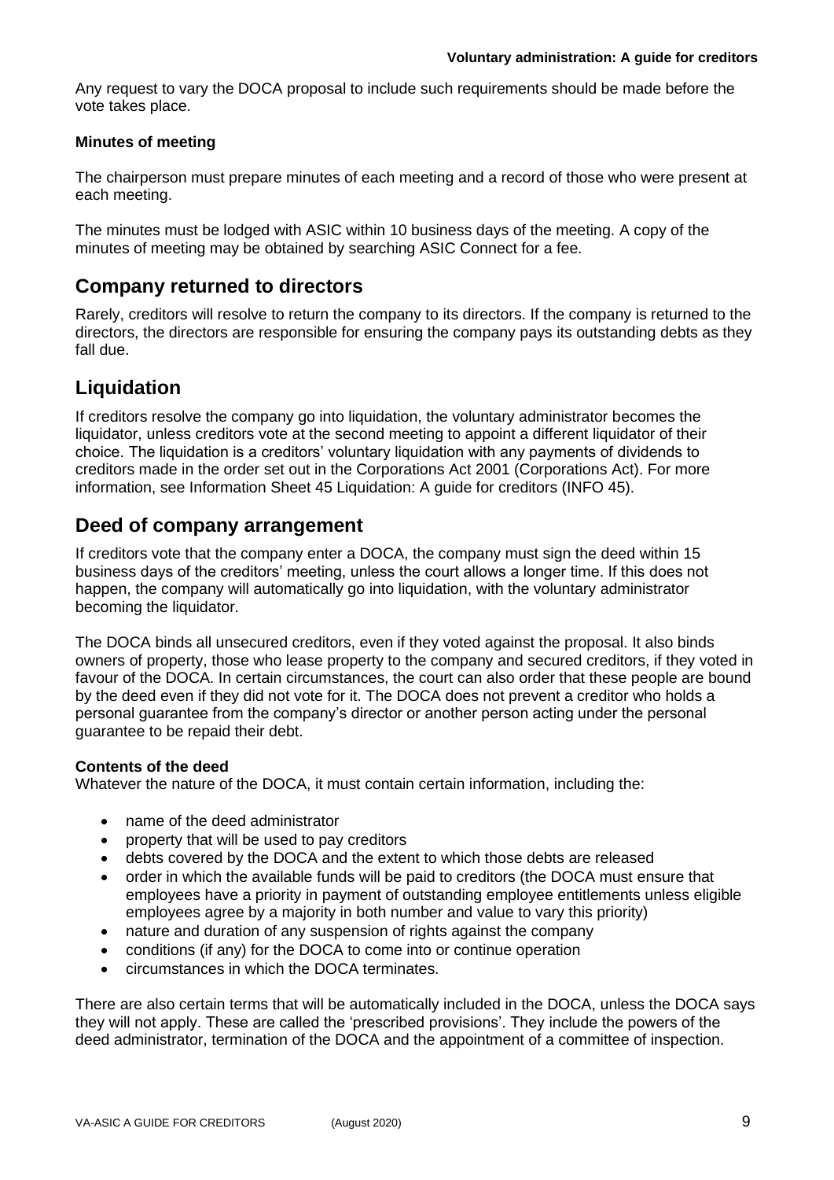Any request to vary the DOCA proposal to include such requirements should be made before the vote takes place.

**Minutes of meeting**

The chairperson must prepare minutes of each meeting and a record of those who were present at each meeting.

The minutes must be lodged with ASIC within 10 business days of the meeting. A copy of the minutes of meeting may be obtained by searching ASIC Connect for a fee.

## Company returned to directors

Rarely, creditors will resolve to return the company to its directors. If the company is returned to the directors, the directors are responsible for ensuring the company pays its outstanding debts as they fall due.

## Liquidation

If creditors resolve the company go into liquidation, the voluntary administrator becomes the liquidator, unless creditors vote at the second meeting to appoint a different liquidator of their choice. The liquidation is a creditors' voluntary liquidation with any payments of dividends to creditors made in the order set out in the Corporations Act 2001 (Corporations Act). For more information, see Information Sheet 45 Liquidation: A guide for creditors (INFO 45).

## Deed of company arrangement

If creditors vote that the company enter a DOCA, the company must sign the deed within 15 business days of the creditors' meeting, unless the court allows a longer time. If this does not happen, the company will automatically go into liquidation, with the voluntary administrator becoming the liquidator.

The DOCA binds all unsecured creditors, even if they voted against the proposal. It also binds owners of property, those who lease property to the company and secured creditors, if they voted in favour of the DOCA. In certain circumstances, the court can also order that these people are bound by the deed even if they did not vote for it. The DOCA does not prevent a creditor who holds a personal guarantee from the company's director or another person acting under the personal guarantee to be repaid their debt.

**Contents of the deed**

Whatever the nature of the DOCA, it must contain certain information, including the:

- name of the deed administrator
- property that will be used to pay creditors
- debts covered by the DOCA and the extent to which those debts are released
- order in which the available funds will be paid to creditors (the DOCA must ensure that employees have a priority in payment of outstanding employee entitlements unless eligible employees agree by a majority in both number and value to vary this priority)
- nature and duration of any suspension of rights against the company
- conditions (if any) for the DOCA to come into or continue operation
- circumstances in which the DOCA terminates.

There are also certain terms that will be automatically included in the DOCA, unless the DOCA says they will not apply. These are called the 'prescribed provisions'. They include the powers of the deed administrator, termination of the DOCA and the appointment of a committee of inspection.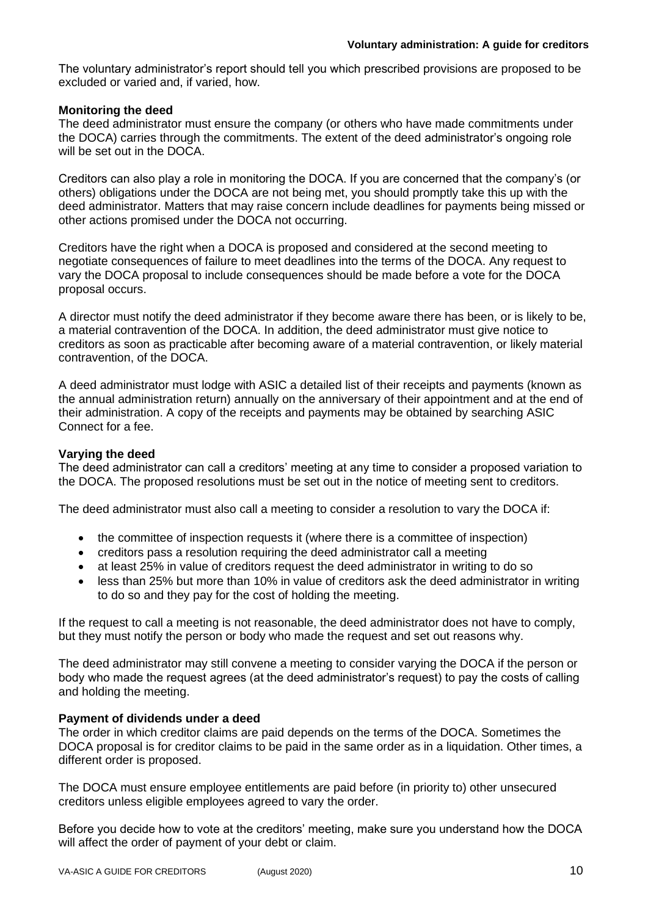The voluntary administrator's report should tell you which prescribed provisions are proposed to be excluded or varied and, if varied, how.

**Monitoring the deed**

The deed administrator must ensure the company (or others who have made commitments under the DOCA) carries through the commitments. The extent of the deed administrator's ongoing role will be set out in the DOCA.

Creditors can also play a role in monitoring the DOCA. If you are concerned that the company's (or others) obligations under the DOCA are not being met, you should promptly take this up with the deed administrator. Matters that may raise concern include deadlines for payments being missed or other actions promised under the DOCA not occurring.

Creditors have the right when a DOCA is proposed and considered at the second meeting to negotiate consequences of failure to meet deadlines into the terms of the DOCA. Any request to vary the DOCA proposal to include consequences should be made before a vote for the DOCA proposal occurs.

A director must notify the deed administrator if they become aware there has been, or is likely to be, a material contravention of the DOCA. In addition, the deed administrator must give notice to creditors as soon as practicable after becoming aware of a material contravention, or likely material contravention, of the DOCA.

A deed administrator must lodge with ASIC a detailed list of their receipts and payments (known as the annual administration return) annually on the anniversary of their appointment and at the end of their administration. A copy of the receipts and payments may be obtained by searching ASIC Connect for a fee.

**Varying the deed**

The deed administrator can call a creditors' meeting at any time to consider a proposed variation to the DOCA. The proposed resolutions must be set out in the notice of meeting sent to creditors.

The deed administrator must also call a meeting to consider a resolution to vary the DOCA if:

- the committee of inspection requests it (where there is a committee of inspection)
- creditors pass a resolution requiring the deed administrator call a meeting
- at least 25% in value of creditors request the deed administrator in writing to do so
- less than 25% but more than 10% in value of creditors ask the deed administrator in writing to do so and they pay for the cost of holding the meeting.

If the request to call a meeting is not reasonable, the deed administrator does not have to comply, but they must notify the person or body who made the request and set out reasons why.

The deed administrator may still convene a meeting to consider varying the DOCA if the person or body who made the request agrees (at the deed administrator's request) to pay the costs of calling and holding the meeting.

**Payment of dividends under a deed**

The order in which creditor claims are paid depends on the terms of the DOCA. Sometimes the DOCA proposal is for creditor claims to be paid in the same order as in a liquidation. Other times, a different order is proposed.

The DOCA must ensure employee entitlements are paid before (in priority to) other unsecured creditors unless eligible employees agreed to vary the order.

Before you decide how to vote at the creditors' meeting, make sure you understand how the DOCA will affect the order of payment of your debt or claim.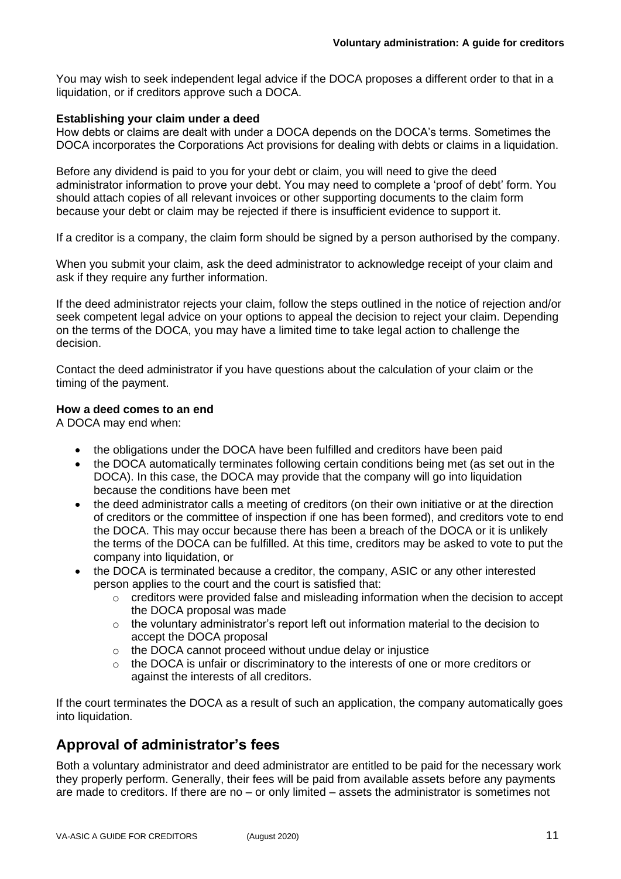You may wish to seek independent legal advice if the DOCA proposes a different order to that in a liquidation, or if creditors approve such a DOCA.

**Establishing your claim under a deed**

How debts or claims are dealt with under a DOCA depends on the DOCA's terms. Sometimes the DOCA incorporates the Corporations Act provisions for dealing with debts or claims in a liquidation.

Before any dividend is paid to you for your debt or claim, you will need to give the deed administrator information to prove your debt. You may need to complete a 'proof of debt' form. You should attach copies of all relevant invoices or other supporting documents to the claim form because your debt or claim may be rejected if there is insufficient evidence to support it.

If a creditor is a company, the claim form should be signed by a person authorised by the company.

When you submit your claim, ask the deed administrator to acknowledge receipt of your claim and ask if they require any further information.

If the deed administrator rejects your claim, follow the steps outlined in the notice of rejection and/or seek competent legal advice on your options to appeal the decision to reject your claim. Depending on the terms of the DOCA, you may have a limited time to take legal action to challenge the decision.

Contact the deed administrator if you have questions about the calculation of your claim or the timing of the payment.

**How a deed comes to an end**

A DOCA may end when:

- the obligations under the DOCA have been fulfilled and creditors have been paid
- the DOCA automatically terminates following certain conditions being met (as set out in the DOCA). In this case, the DOCA may provide that the company will go into liquidation because the conditions have been met
- the deed administrator calls a meeting of creditors (on their own initiative or at the direction of creditors or the committee of inspection if one has been formed), and creditors vote to end the DOCA. This may occur because there has been a breach of the DOCA or it is unlikely the terms of the DOCA can be fulfilled. At this time, creditors may be asked to vote to put the company into liquidation, or
- the DOCA is terminated because a creditor, the company, ASIC or any other interested person applies to the court and the court is satisfied that:
  - creditors were provided false and misleading information when the decision to accept the DOCA proposal was made
  - the voluntary administrator's report left out information material to the decision to accept the DOCA proposal
  - the DOCA cannot proceed without undue delay or injustice
  - the DOCA is unfair or discriminatory to the interests of one or more creditors or against the interests of all creditors.

If the court terminates the DOCA as a result of such an application, the company automatically goes into liquidation.

## Approval of administrator's fees

Both a voluntary administrator and deed administrator are entitled to be paid for the necessary work they properly perform. Generally, their fees will be paid from available assets before any payments are made to creditors. If there are no – or only limited – assets the administrator is sometimes not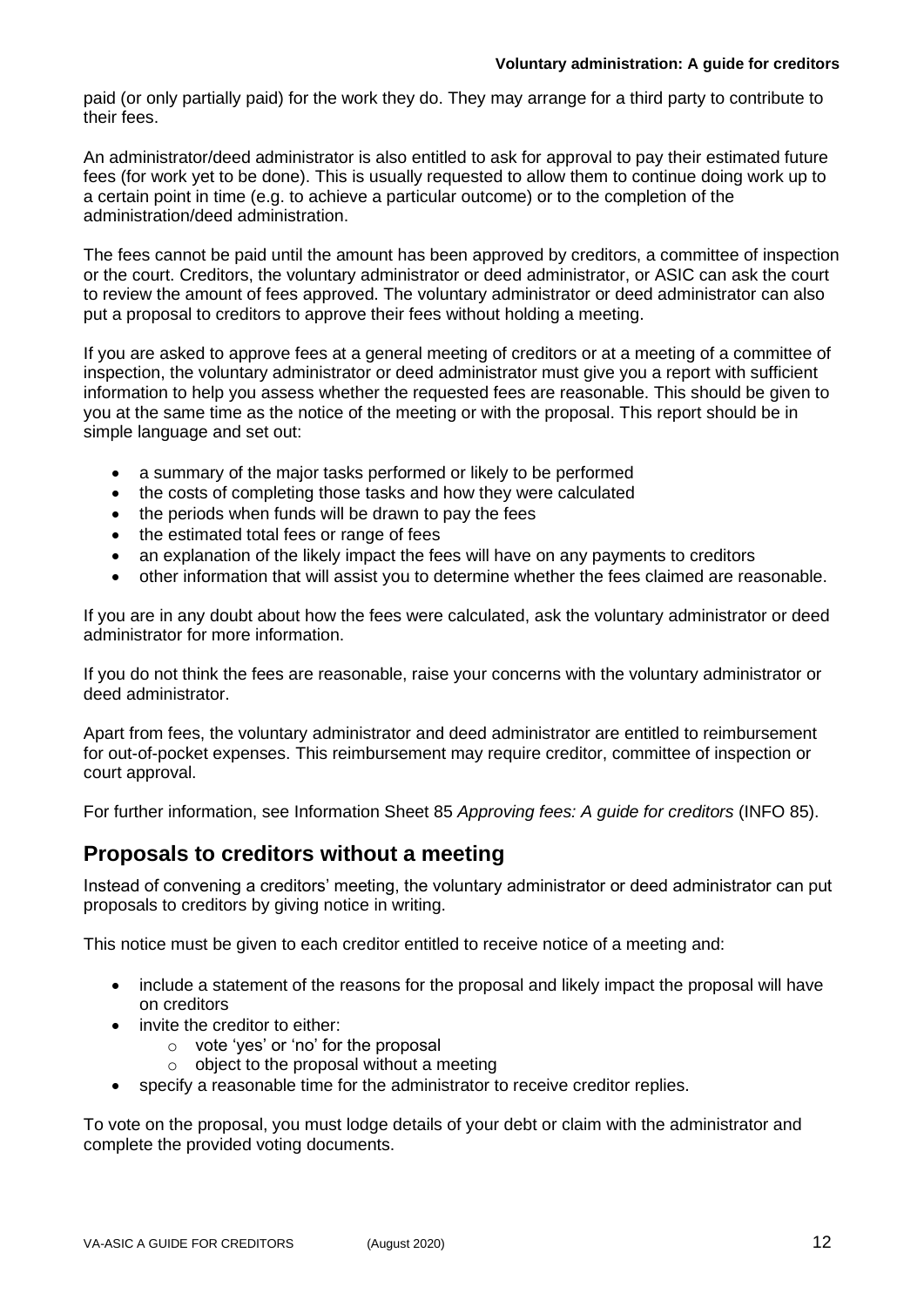paid (or only partially paid) for the work they do. They may arrange for a third party to contribute to their fees.

An administrator/deed administrator is also entitled to ask for approval to pay their estimated future fees (for work yet to be done). This is usually requested to allow them to continue doing work up to a certain point in time (e.g. to achieve a particular outcome) or to the completion of the administration/deed administration.

The fees cannot be paid until the amount has been approved by creditors, a committee of inspection or the court. Creditors, the voluntary administrator or deed administrator, or ASIC can ask the court to review the amount of fees approved. The voluntary administrator or deed administrator can also put a proposal to creditors to approve their fees without holding a meeting.

If you are asked to approve fees at a general meeting of creditors or at a meeting of a committee of inspection, the voluntary administrator or deed administrator must give you a report with sufficient information to help you assess whether the requested fees are reasonable. This should be given to you at the same time as the notice of the meeting or with the proposal. This report should be in simple language and set out:

- a summary of the major tasks performed or likely to be performed
- the costs of completing those tasks and how they were calculated
- the periods when funds will be drawn to pay the fees
- the estimated total fees or range of fees
- an explanation of the likely impact the fees will have on any payments to creditors
- other information that will assist you to determine whether the fees claimed are reasonable.

If you are in any doubt about how the fees were calculated, ask the voluntary administrator or deed administrator for more information.

If you do not think the fees are reasonable, raise your concerns with the voluntary administrator or deed administrator.

Apart from fees, the voluntary administrator and deed administrator are entitled to reimbursement for out-of-pocket expenses. This reimbursement may require creditor, committee of inspection or court approval.

For further information, see Information Sheet 85 *Approving fees: A guide for creditors* (INFO 85).

## Proposals to creditors without a meeting

Instead of convening a creditors' meeting, the voluntary administrator or deed administrator can put proposals to creditors by giving notice in writing.

This notice must be given to each creditor entitled to receive notice of a meeting and:

- include a statement of the reasons for the proposal and likely impact the proposal will have on creditors
- invite the creditor to either:
  - vote 'yes' or 'no' for the proposal
  - object to the proposal without a meeting
- specify a reasonable time for the administrator to receive creditor replies.

To vote on the proposal, you must lodge details of your debt or claim with the administrator and complete the provided voting documents.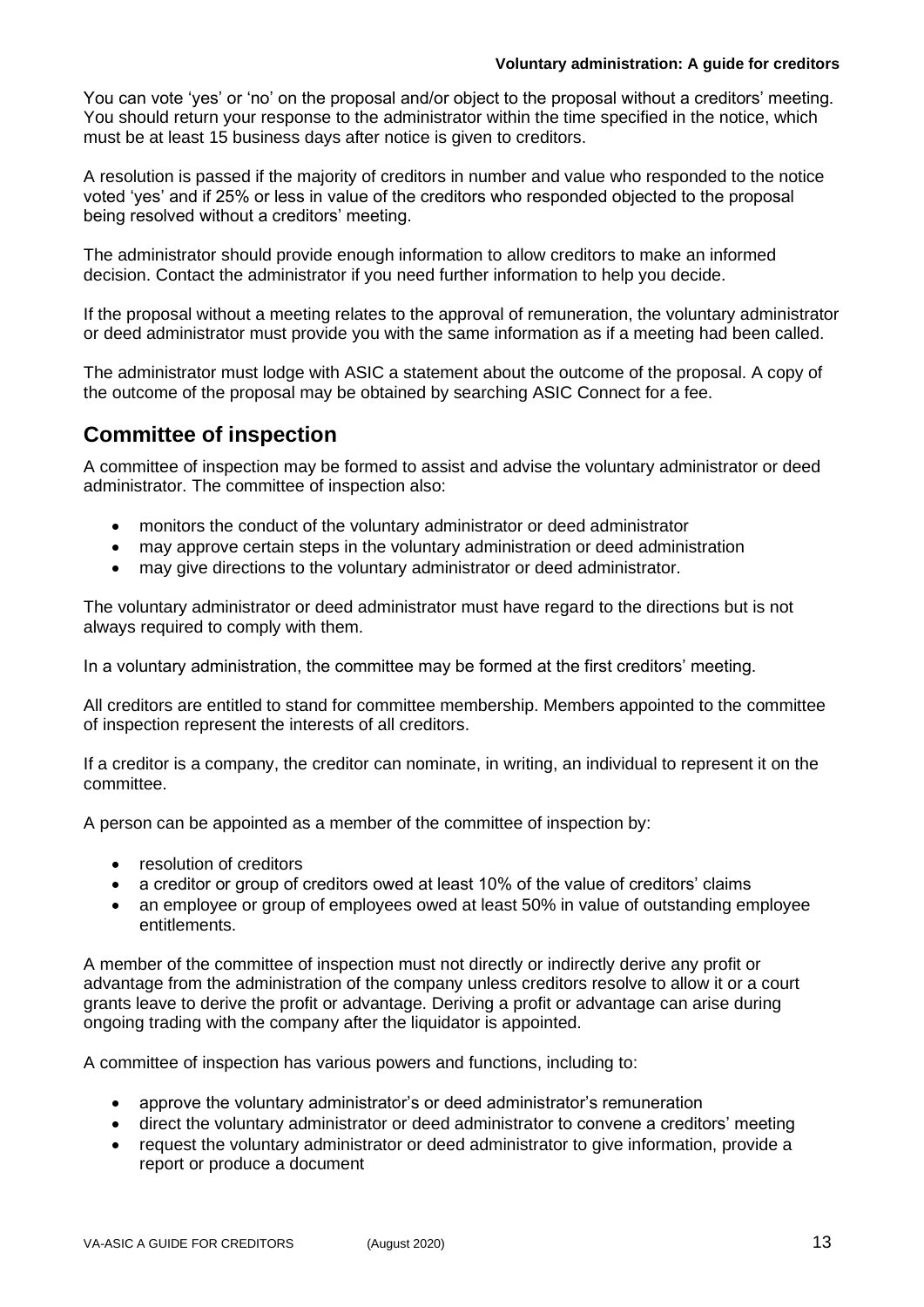You can vote 'yes' or 'no' on the proposal and/or object to the proposal without a creditors' meeting. You should return your response to the administrator within the time specified in the notice, which must be at least 15 business days after notice is given to creditors.

A resolution is passed if the majority of creditors in number and value who responded to the notice voted 'yes' and if 25% or less in value of the creditors who responded objected to the proposal being resolved without a creditors' meeting.

The administrator should provide enough information to allow creditors to make an informed decision. Contact the administrator if you need further information to help you decide.

If the proposal without a meeting relates to the approval of remuneration, the voluntary administrator or deed administrator must provide you with the same information as if a meeting had been called.

The administrator must lodge with ASIC a statement about the outcome of the proposal. A copy of the outcome of the proposal may be obtained by searching ASIC Connect for a fee.

## Committee of inspection

A committee of inspection may be formed to assist and advise the voluntary administrator or deed administrator. The committee of inspection also:

- monitors the conduct of the voluntary administrator or deed administrator
- may approve certain steps in the voluntary administration or deed administration
- may give directions to the voluntary administrator or deed administrator.

The voluntary administrator or deed administrator must have regard to the directions but is not always required to comply with them.

In a voluntary administration, the committee may be formed at the first creditors' meeting.

All creditors are entitled to stand for committee membership. Members appointed to the committee of inspection represent the interests of all creditors.

If a creditor is a company, the creditor can nominate, in writing, an individual to represent it on the committee.

A person can be appointed as a member of the committee of inspection by:

- resolution of creditors
- a creditor or group of creditors owed at least 10% of the value of creditors' claims
- an employee or group of employees owed at least 50% in value of outstanding employee entitlements.

A member of the committee of inspection must not directly or indirectly derive any profit or advantage from the administration of the company unless creditors resolve to allow it or a court grants leave to derive the profit or advantage. Deriving a profit or advantage can arise during ongoing trading with the company after the liquidator is appointed.

A committee of inspection has various powers and functions, including to:

- approve the voluntary administrator's or deed administrator's remuneration
- direct the voluntary administrator or deed administrator to convene a creditors' meeting
- request the voluntary administrator or deed administrator to give information, provide a report or produce a document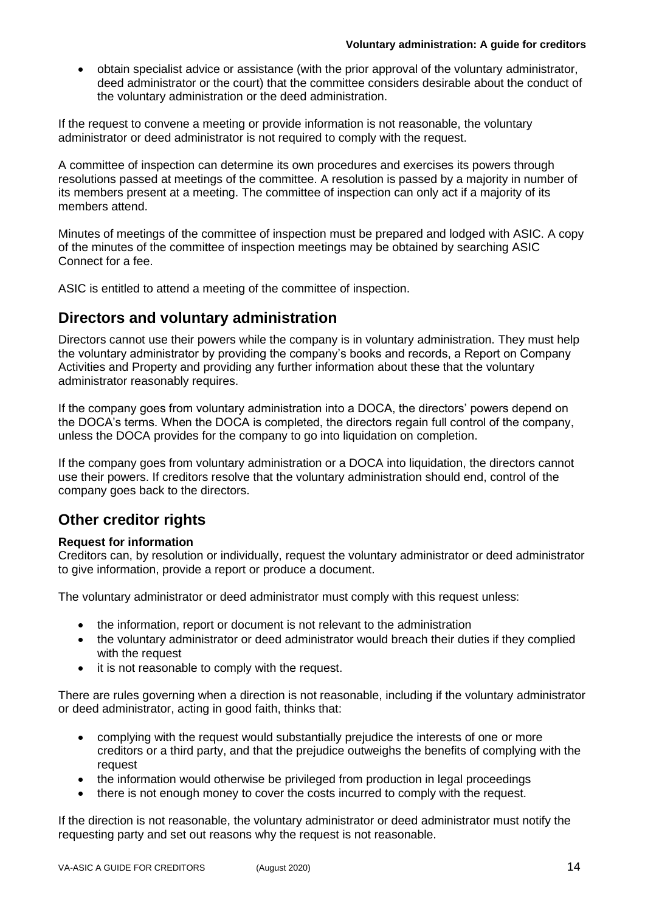- obtain specialist advice or assistance (with the prior approval of the voluntary administrator, deed administrator or the court) that the committee considers desirable about the conduct of the voluntary administration or the deed administration.

If the request to convene a meeting or provide information is not reasonable, the voluntary administrator or deed administrator is not required to comply with the request.

A committee of inspection can determine its own procedures and exercises its powers through resolutions passed at meetings of the committee. A resolution is passed by a majority in number of its members present at a meeting. The committee of inspection can only act if a majority of its members attend.

Minutes of meetings of the committee of inspection must be prepared and lodged with ASIC. A copy of the minutes of the committee of inspection meetings may be obtained by searching ASIC Connect for a fee.

ASIC is entitled to attend a meeting of the committee of inspection.

## Directors and voluntary administration

Directors cannot use their powers while the company is in voluntary administration. They must help the voluntary administrator by providing the company's books and records, a Report on Company Activities and Property and providing any further information about these that the voluntary administrator reasonably requires.

If the company goes from voluntary administration into a DOCA, the directors' powers depend on the DOCA's terms. When the DOCA is completed, the directors regain full control of the company, unless the DOCA provides for the company to go into liquidation on completion.

If the company goes from voluntary administration or a DOCA into liquidation, the directors cannot use their powers. If creditors resolve that the voluntary administration should end, control of the company goes back to the directors.

## Other creditor rights

**Request for information**

Creditors can, by resolution or individually, request the voluntary administrator or deed administrator to give information, provide a report or produce a document.

The voluntary administrator or deed administrator must comply with this request unless:

- the information, report or document is not relevant to the administration
- the voluntary administrator or deed administrator would breach their duties if they complied with the request
- it is not reasonable to comply with the request.

There are rules governing when a direction is not reasonable, including if the voluntary administrator or deed administrator, acting in good faith, thinks that:

- complying with the request would substantially prejudice the interests of one or more creditors or a third party, and that the prejudice outweighs the benefits of complying with the request
- the information would otherwise be privileged from production in legal proceedings
- there is not enough money to cover the costs incurred to comply with the request.

If the direction is not reasonable, the voluntary administrator or deed administrator must notify the requesting party and set out reasons why the request is not reasonable.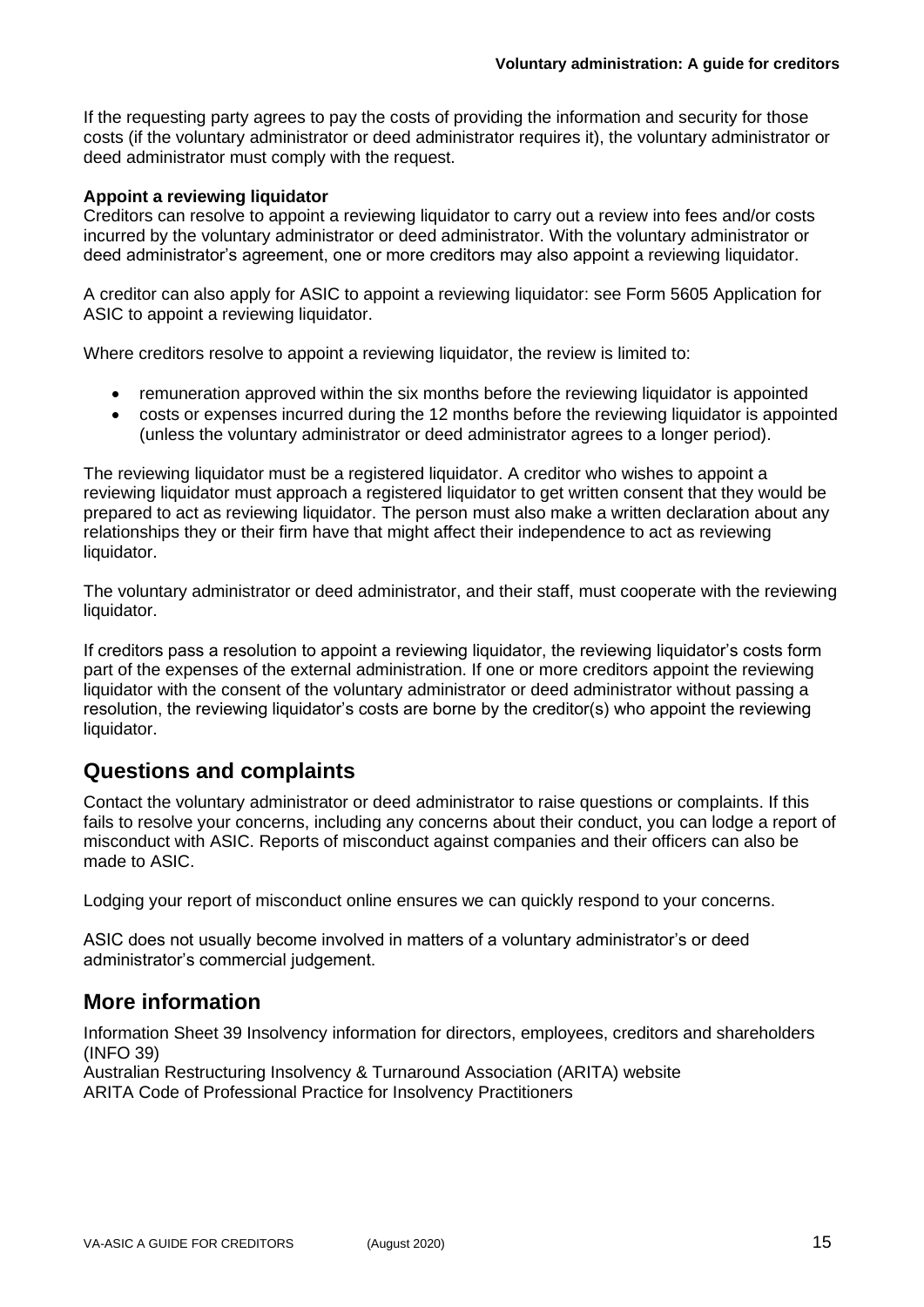If the requesting party agrees to pay the costs of providing the information and security for those costs (if the voluntary administrator or deed administrator requires it), the voluntary administrator or deed administrator must comply with the request.

**Appoint a reviewing liquidator**

Creditors can resolve to appoint a reviewing liquidator to carry out a review into fees and/or costs incurred by the voluntary administrator or deed administrator. With the voluntary administrator or deed administrator's agreement, one or more creditors may also appoint a reviewing liquidator.

A creditor can also apply for ASIC to appoint a reviewing liquidator: see Form 5605 Application for ASIC to appoint a reviewing liquidator.

Where creditors resolve to appoint a reviewing liquidator, the review is limited to:

- remuneration approved within the six months before the reviewing liquidator is appointed
- costs or expenses incurred during the 12 months before the reviewing liquidator is appointed (unless the voluntary administrator or deed administrator agrees to a longer period).

The reviewing liquidator must be a registered liquidator. A creditor who wishes to appoint a reviewing liquidator must approach a registered liquidator to get written consent that they would be prepared to act as reviewing liquidator. The person must also make a written declaration about any relationships they or their firm have that might affect their independence to act as reviewing liquidator.

The voluntary administrator or deed administrator, and their staff, must cooperate with the reviewing liquidator.

If creditors pass a resolution to appoint a reviewing liquidator, the reviewing liquidator's costs form part of the expenses of the external administration. If one or more creditors appoint the reviewing liquidator with the consent of the voluntary administrator or deed administrator without passing a resolution, the reviewing liquidator's costs are borne by the creditor(s) who appoint the reviewing liquidator.

## Questions and complaints

Contact the voluntary administrator or deed administrator to raise questions or complaints. If this fails to resolve your concerns, including any concerns about their conduct, you can lodge a report of misconduct with ASIC. Reports of misconduct against companies and their officers can also be made to ASIC.

Lodging your report of misconduct online ensures we can quickly respond to your concerns.

ASIC does not usually become involved in matters of a voluntary administrator's or deed administrator's commercial judgement.

## More information

Information Sheet 39 Insolvency information for directors, employees, creditors and shareholders (INFO 39)
Australian Restructuring Insolvency & Turnaround Association (ARITA) website
ARITA Code of Professional Practice for Insolvency Practitioners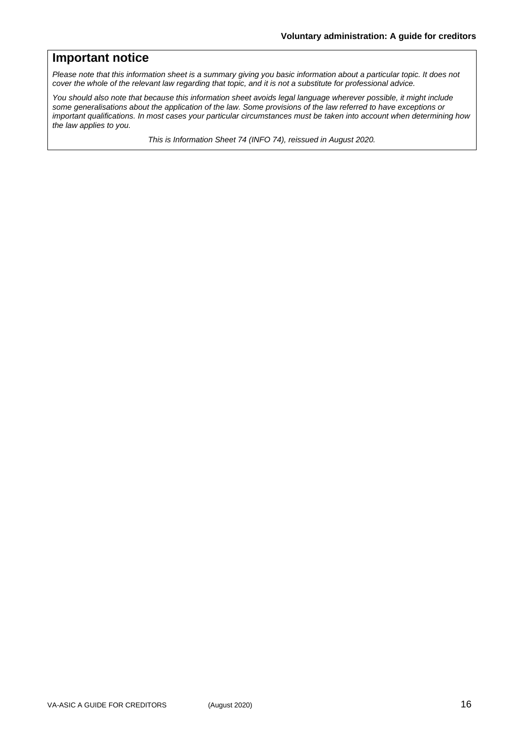## Important notice

*Please note that this information sheet is a summary giving you basic information about a particular topic. It does not cover the whole of the relevant law regarding that topic, and it is not a substitute for professional advice.*

*You should also note that because this information sheet avoids legal language wherever possible, it might include some generalisations about the application of the law. Some provisions of the law referred to have exceptions or important qualifications. In most cases your particular circumstances must be taken into account when determining how the law applies to you.*

*This is Information Sheet 74 (INFO 74), reissued in August 2020.*